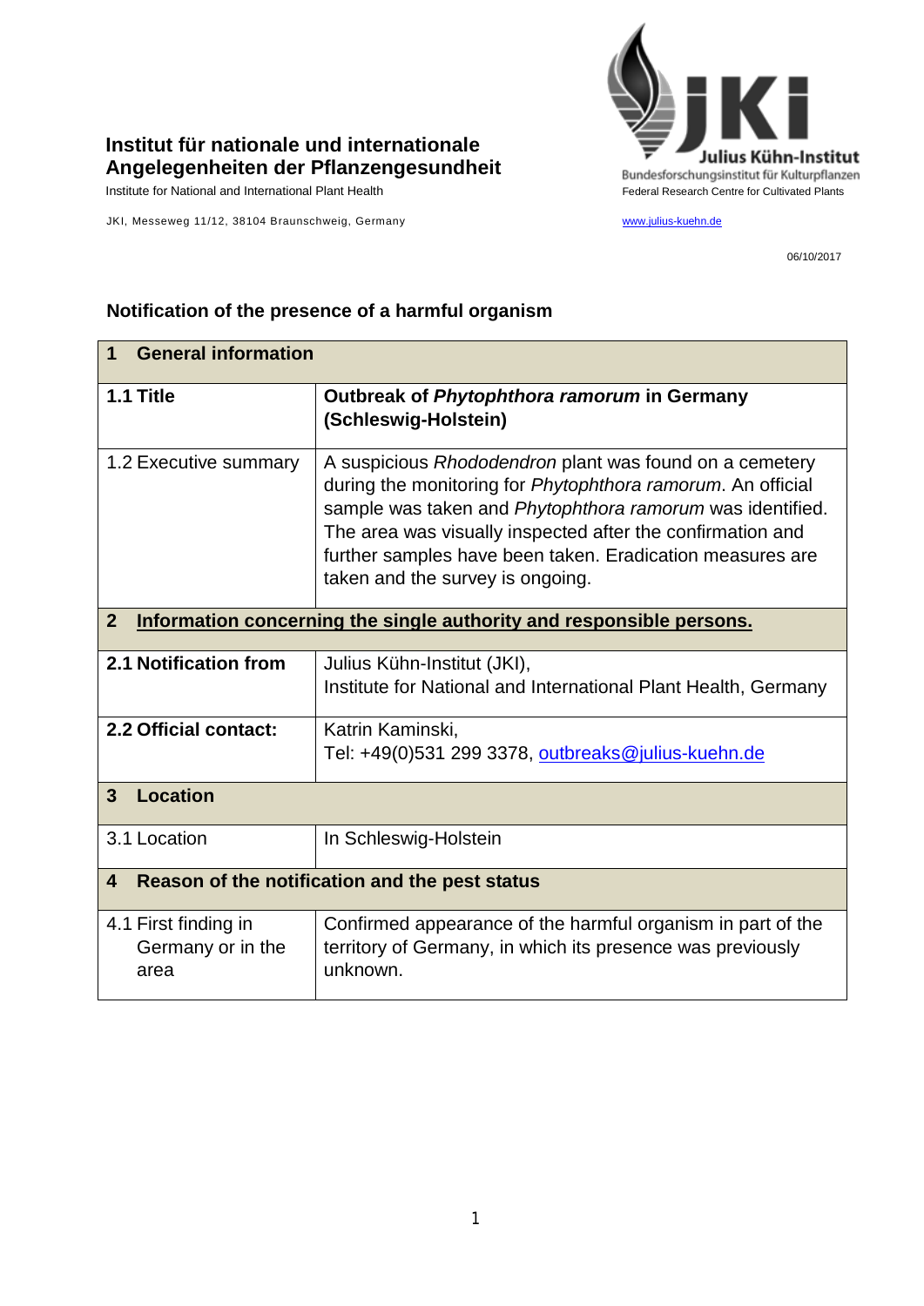**Institut für nationale und internationale Angelegenheiten der Pflanzengesundheit**

Institute for National and International Plant Health

JKI, Messeweg 11/12, 38104 Braunschweig, Germany

Julius Kühn-Institut
Bundesforschungsinstitut für Kulturpflanzen
Federal Research Centre for Cultivated Plants

www.julius-kuehn.de

06/10/2017

## Notification of the presence of a harmful organism

| **1 General information** | |
|---|---|
| **1.1 Title** | **Outbreak of *Phytophthora ramorum* in Germany (Schleswig-Holstein)** |
| 1.2 Executive summary | A suspicious *Rhododendron* plant was found on a cemetery during the monitoring for *Phytophthora ramorum*. An official sample was taken and *Phytophthora ramorum* was identified. The area was visually inspected after the confirmation and further samples have been taken. Eradication measures are taken and the survey is ongoing. |
| **2 Information concerning the single authority and responsible persons.** | |
| **2.1 Notification from** | Julius Kühn-Institut (JKI),<br>Institute for National and International Plant Health, Germany |
| **2.2 Official contact:** | Katrin Kaminski,<br>Tel: +49(0)531 299 3378, outbreaks@julius-kuehn.de |
| **3 Location** | |
| 3.1 Location | In Schleswig-Holstein |
| **4 Reason of the notification and the pest status** | |
| 4.1 First finding in Germany or in the area | Confirmed appearance of the harmful organism in part of the territory of Germany, in which its presence was previously unknown. |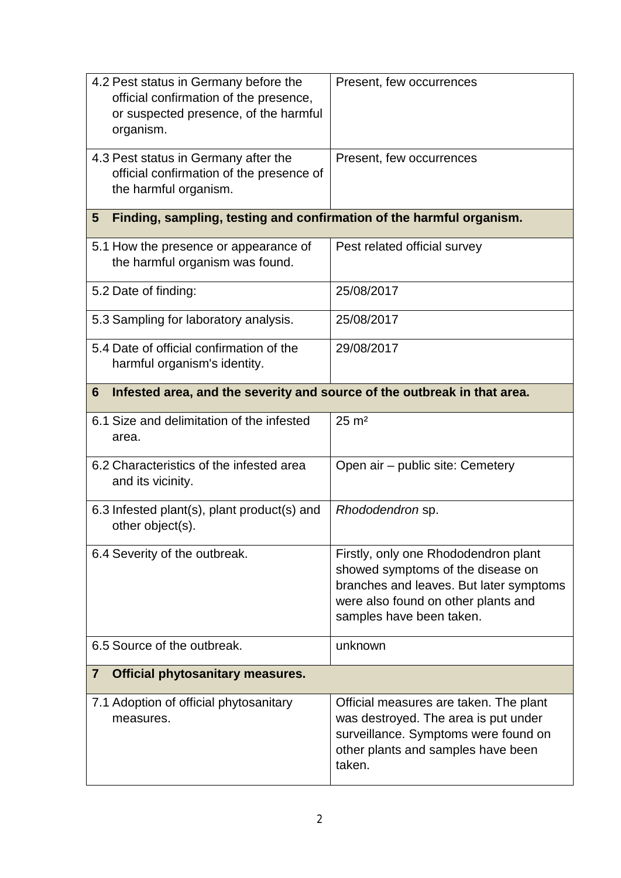| | |
|---|---|
| 4.2 Pest status in Germany before the official confirmation of the presence, or suspected presence, of the harmful organism. | Present, few occurrences |
| 4.3 Pest status in Germany after the official confirmation of the presence of the harmful organism. | Present, few occurrences |
| **5 Finding, sampling, testing and confirmation of the harmful organism.** | |
| 5.1 How the presence or appearance of the harmful organism was found. | Pest related official survey |
| 5.2 Date of finding: | 25/08/2017 |
| 5.3 Sampling for laboratory analysis. | 25/08/2017 |
| 5.4 Date of official confirmation of the harmful organism's identity. | 29/08/2017 |
| **6 Infested area, and the severity and source of the outbreak in that area.** | |
| 6.1 Size and delimitation of the infested area. | 25 m² |
| 6.2 Characteristics of the infested area and its vicinity. | Open air – public site: Cemetery |
| 6.3 Infested plant(s), plant product(s) and other object(s). | *Rhododendron* sp. |
| 6.4 Severity of the outbreak. | Firstly, only one Rhododendron plant showed symptoms of the disease on branches and leaves. But later symptoms were also found on other plants and samples have been taken. |
| 6.5 Source of the outbreak. | unknown |
| **7 Official phytosanitary measures.** | |
| 7.1 Adoption of official phytosanitary measures. | Official measures are taken. The plant was destroyed. The area is put under surveillance. Symptoms were found on other plants and samples have been taken. |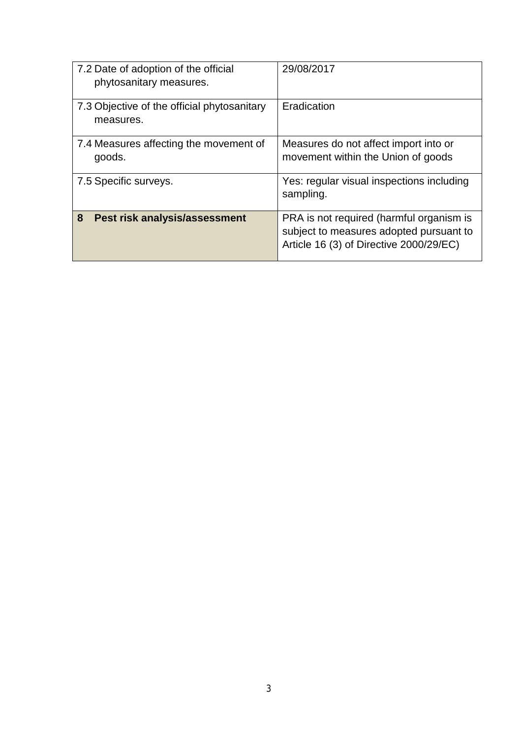| | |
|---|---|
| 7.2 Date of adoption of the official phytosanitary measures. | 29/08/2017 |
| 7.3 Objective of the official phytosanitary measures. | Eradication |
| 7.4 Measures affecting the movement of goods. | Measures do not affect import into or movement within the Union of goods |
| 7.5 Specific surveys. | Yes: regular visual inspections including sampling. |
| **8 Pest risk analysis/assessment** | PRA is not required (harmful organism is subject to measures adopted pursuant to Article 16 (3) of Directive 2000/29/EC) |